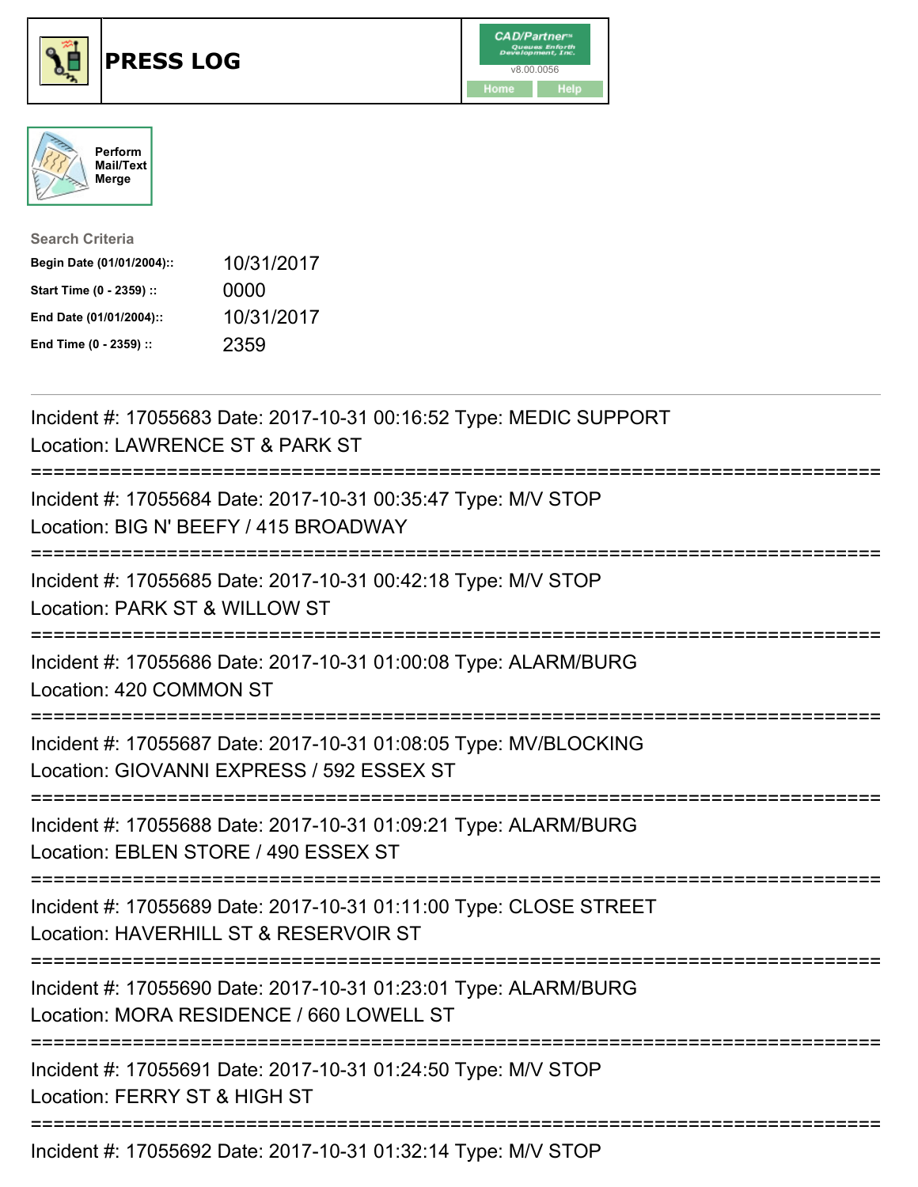# PRESS LOG

CAD/Partner™
v8.00.0056
Home Help

Perform Mail/Text Merge

**Search Criteria**

| | |
|---|---|
| **Begin Date (01/01/2004)::** | 10/31/2017 |
| **Start Time (0 - 2359) ::** | 0000 |
| **End Date (01/01/2004)::** | 10/31/2017 |
| **End Time (0 - 2359) ::** | 2359 |

---

Incident #: 17055683 Date: 2017-10-31 00:16:52 Type: MEDIC SUPPORT
Location: LAWRENCE ST & PARK ST

===========================================================================

Incident #: 17055684 Date: 2017-10-31 00:35:47 Type: M/V STOP
Location: BIG N' BEEFY / 415 BROADWAY

===========================================================================

Incident #: 17055685 Date: 2017-10-31 00:42:18 Type: M/V STOP
Location: PARK ST & WILLOW ST

===========================================================================

Incident #: 17055686 Date: 2017-10-31 01:00:08 Type: ALARM/BURG
Location: 420 COMMON ST

===========================================================================

Incident #: 17055687 Date: 2017-10-31 01:08:05 Type: MV/BLOCKING
Location: GIOVANNI EXPRESS / 592 ESSEX ST

===========================================================================

Incident #: 17055688 Date: 2017-10-31 01:09:21 Type: ALARM/BURG
Location: EBLEN STORE / 490 ESSEX ST

===========================================================================

Incident #: 17055689 Date: 2017-10-31 01:11:00 Type: CLOSE STREET
Location: HAVERHILL ST & RESERVOIR ST

===========================================================================

Incident #: 17055690 Date: 2017-10-31 01:23:01 Type: ALARM/BURG
Location: MORA RESIDENCE / 660 LOWELL ST

===========================================================================

Incident #: 17055691 Date: 2017-10-31 01:24:50 Type: M/V STOP
Location: FERRY ST & HIGH ST

===========================================================================

Incident #: 17055692 Date: 2017-10-31 01:32:14 Type: M/V STOP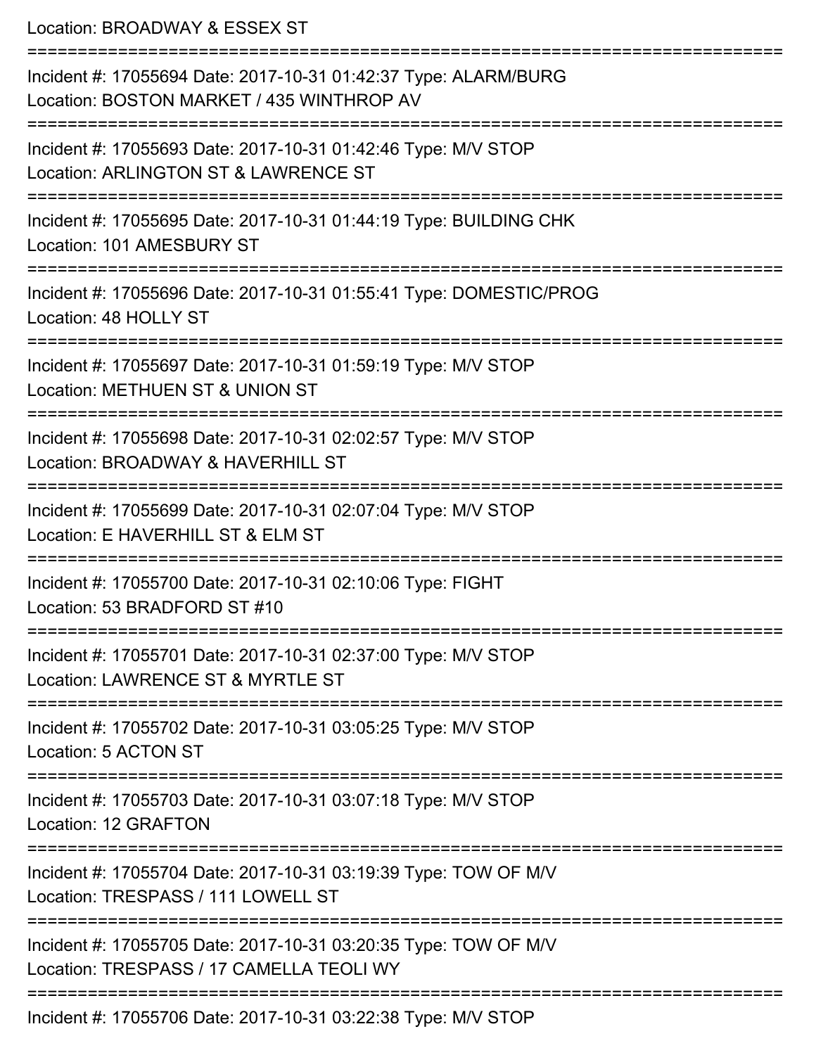Location: BROADWAY & ESSEX ST

===========================================================================

Incident #: 17055694 Date: 2017-10-31 01:42:37 Type: ALARM/BURG
Location: BOSTON MARKET / 435 WINTHROP AV

===========================================================================

Incident #: 17055693 Date: 2017-10-31 01:42:46 Type: M/V STOP
Location: ARLINGTON ST & LAWRENCE ST

===========================================================================

Incident #: 17055695 Date: 2017-10-31 01:44:19 Type: BUILDING CHK
Location: 101 AMESBURY ST

===========================================================================

Incident #: 17055696 Date: 2017-10-31 01:55:41 Type: DOMESTIC/PROG
Location: 48 HOLLY ST

===========================================================================

Incident #: 17055697 Date: 2017-10-31 01:59:19 Type: M/V STOP
Location: METHUEN ST & UNION ST

===========================================================================

Incident #: 17055698 Date: 2017-10-31 02:02:57 Type: M/V STOP
Location: BROADWAY & HAVERHILL ST

===========================================================================

Incident #: 17055699 Date: 2017-10-31 02:07:04 Type: M/V STOP
Location: E HAVERHILL ST & ELM ST

===========================================================================

Incident #: 17055700 Date: 2017-10-31 02:10:06 Type: FIGHT
Location: 53 BRADFORD ST #10

===========================================================================

Incident #: 17055701 Date: 2017-10-31 02:37:00 Type: M/V STOP
Location: LAWRENCE ST & MYRTLE ST

===========================================================================

Incident #: 17055702 Date: 2017-10-31 03:05:25 Type: M/V STOP
Location: 5 ACTON ST

===========================================================================

Incident #: 17055703 Date: 2017-10-31 03:07:18 Type: M/V STOP
Location: 12 GRAFTON

===========================================================================

Incident #: 17055704 Date: 2017-10-31 03:19:39 Type: TOW OF M/V
Location: TRESPASS / 111 LOWELL ST

===========================================================================

Incident #: 17055705 Date: 2017-10-31 03:20:35 Type: TOW OF M/V
Location: TRESPASS / 17 CAMELLA TEOLI WY

===========================================================================

Incident #: 17055706 Date: 2017-10-31 03:22:38 Type: M/V STOP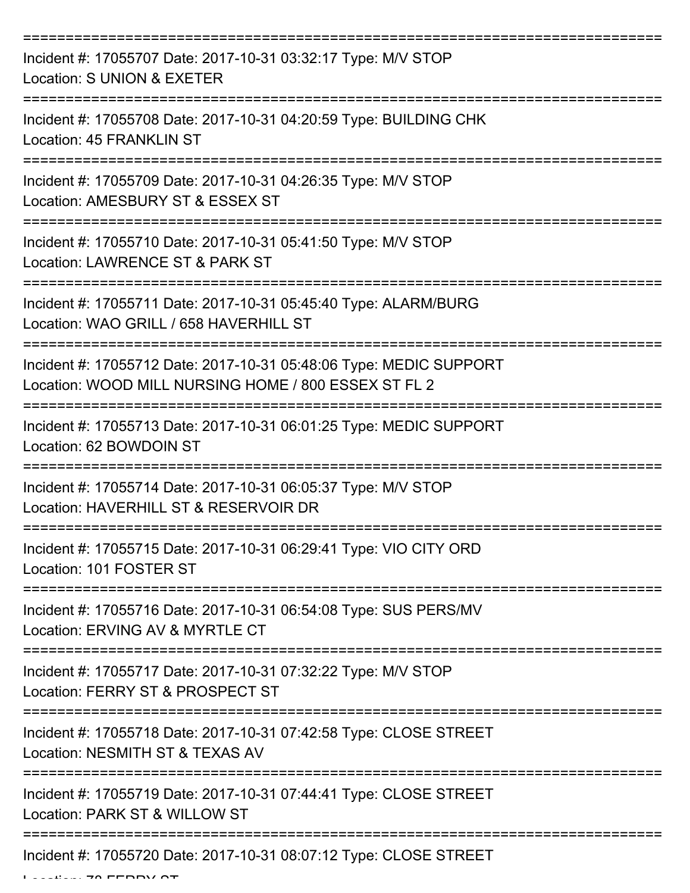===========================================================================

Incident #: 17055707 Date: 2017-10-31 03:32:17 Type: M/V STOP
Location: S UNION & EXETER

===========================================================================

Incident #: 17055708 Date: 2017-10-31 04:20:59 Type: BUILDING CHK
Location: 45 FRANKLIN ST

===========================================================================

Incident #: 17055709 Date: 2017-10-31 04:26:35 Type: M/V STOP
Location: AMESBURY ST & ESSEX ST

===========================================================================

Incident #: 17055710 Date: 2017-10-31 05:41:50 Type: M/V STOP
Location: LAWRENCE ST & PARK ST

===========================================================================

Incident #: 17055711 Date: 2017-10-31 05:45:40 Type: ALARM/BURG
Location: WAO GRILL / 658 HAVERHILL ST

===========================================================================

Incident #: 17055712 Date: 2017-10-31 05:48:06 Type: MEDIC SUPPORT
Location: WOOD MILL NURSING HOME / 800 ESSEX ST FL 2

===========================================================================

Incident #: 17055713 Date: 2017-10-31 06:01:25 Type: MEDIC SUPPORT
Location: 62 BOWDOIN ST

===========================================================================

Incident #: 17055714 Date: 2017-10-31 06:05:37 Type: M/V STOP
Location: HAVERHILL ST & RESERVOIR DR

===========================================================================

Incident #: 17055715 Date: 2017-10-31 06:29:41 Type: VIO CITY ORD
Location: 101 FOSTER ST

===========================================================================

Incident #: 17055716 Date: 2017-10-31 06:54:08 Type: SUS PERS/MV
Location: ERVING AV & MYRTLE CT

===========================================================================

Incident #: 17055717 Date: 2017-10-31 07:32:22 Type: M/V STOP
Location: FERRY ST & PROSPECT ST

===========================================================================

Incident #: 17055718 Date: 2017-10-31 07:42:58 Type: CLOSE STREET
Location: NESMITH ST & TEXAS AV

===========================================================================

Incident #: 17055719 Date: 2017-10-31 07:44:41 Type: CLOSE STREET
Location: PARK ST & WILLOW ST

===========================================================================

Incident #: 17055720 Date: 2017-10-31 08:07:12 Type: CLOSE STREET
Location: 78 FERRY ST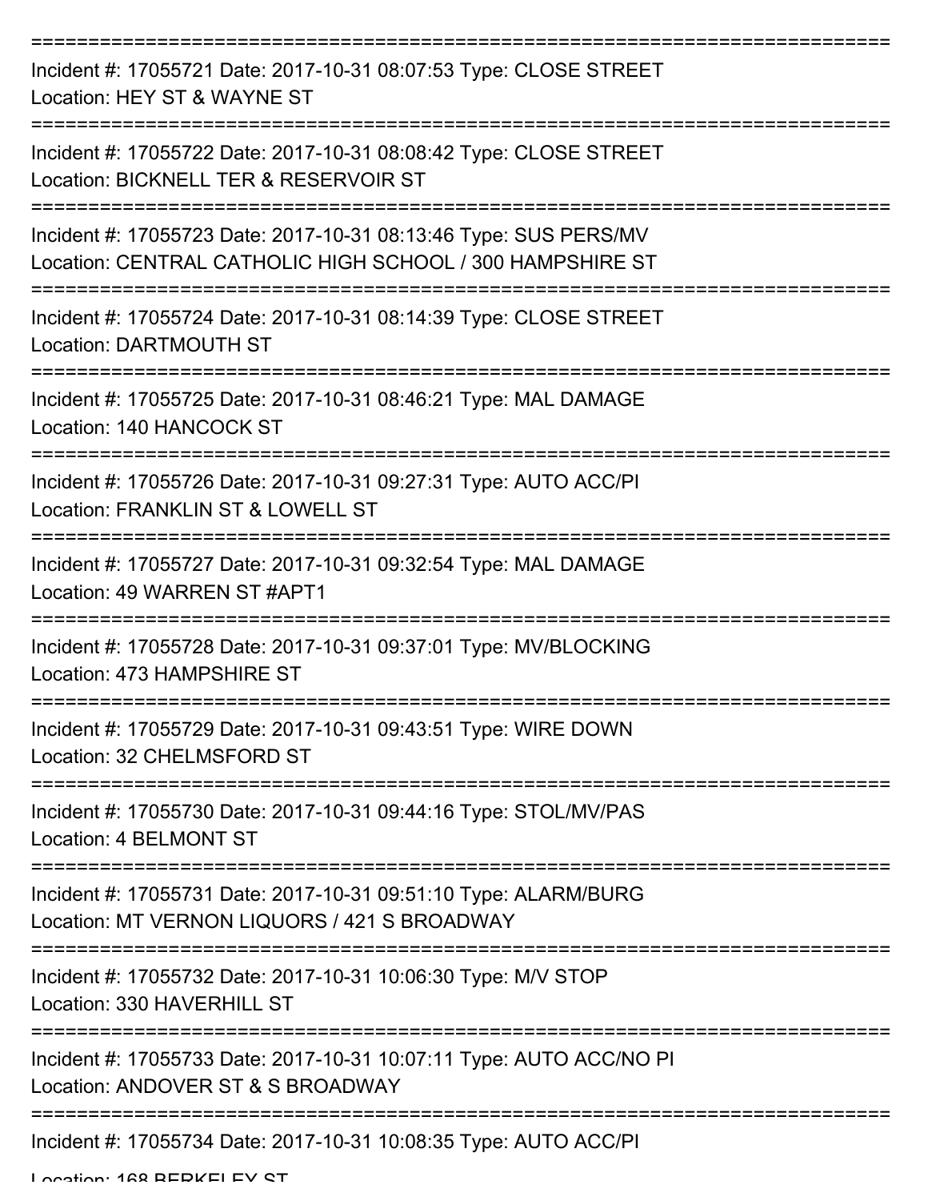===========================================================================

Incident #: 17055721 Date: 2017-10-31 08:07:53 Type: CLOSE STREET
Location: HEY ST & WAYNE ST

===========================================================================

Incident #: 17055722 Date: 2017-10-31 08:08:42 Type: CLOSE STREET
Location: BICKNELL TER & RESERVOIR ST

===========================================================================

Incident #: 17055723 Date: 2017-10-31 08:13:46 Type: SUS PERS/MV
Location: CENTRAL CATHOLIC HIGH SCHOOL / 300 HAMPSHIRE ST

===========================================================================

Incident #: 17055724 Date: 2017-10-31 08:14:39 Type: CLOSE STREET
Location: DARTMOUTH ST

===========================================================================

Incident #: 17055725 Date: 2017-10-31 08:46:21 Type: MAL DAMAGE
Location: 140 HANCOCK ST

===========================================================================

Incident #: 17055726 Date: 2017-10-31 09:27:31 Type: AUTO ACC/PI
Location: FRANKLIN ST & LOWELL ST

===========================================================================

Incident #: 17055727 Date: 2017-10-31 09:32:54 Type: MAL DAMAGE
Location: 49 WARREN ST #APT1

===========================================================================

Incident #: 17055728 Date: 2017-10-31 09:37:01 Type: MV/BLOCKING
Location: 473 HAMPSHIRE ST

===========================================================================

Incident #: 17055729 Date: 2017-10-31 09:43:51 Type: WIRE DOWN
Location: 32 CHELMSFORD ST

===========================================================================

Incident #: 17055730 Date: 2017-10-31 09:44:16 Type: STOL/MV/PAS
Location: 4 BELMONT ST

===========================================================================

Incident #: 17055731 Date: 2017-10-31 09:51:10 Type: ALARM/BURG
Location: MT VERNON LIQUORS / 421 S BROADWAY

===========================================================================

Incident #: 17055732 Date: 2017-10-31 10:06:30 Type: M/V STOP
Location: 330 HAVERHILL ST

===========================================================================

Incident #: 17055733 Date: 2017-10-31 10:07:11 Type: AUTO ACC/NO PI
Location: ANDOVER ST & S BROADWAY

===========================================================================

Incident #: 17055734 Date: 2017-10-31 10:08:35 Type: AUTO ACC/PI
Location: 168 BERKELEY ST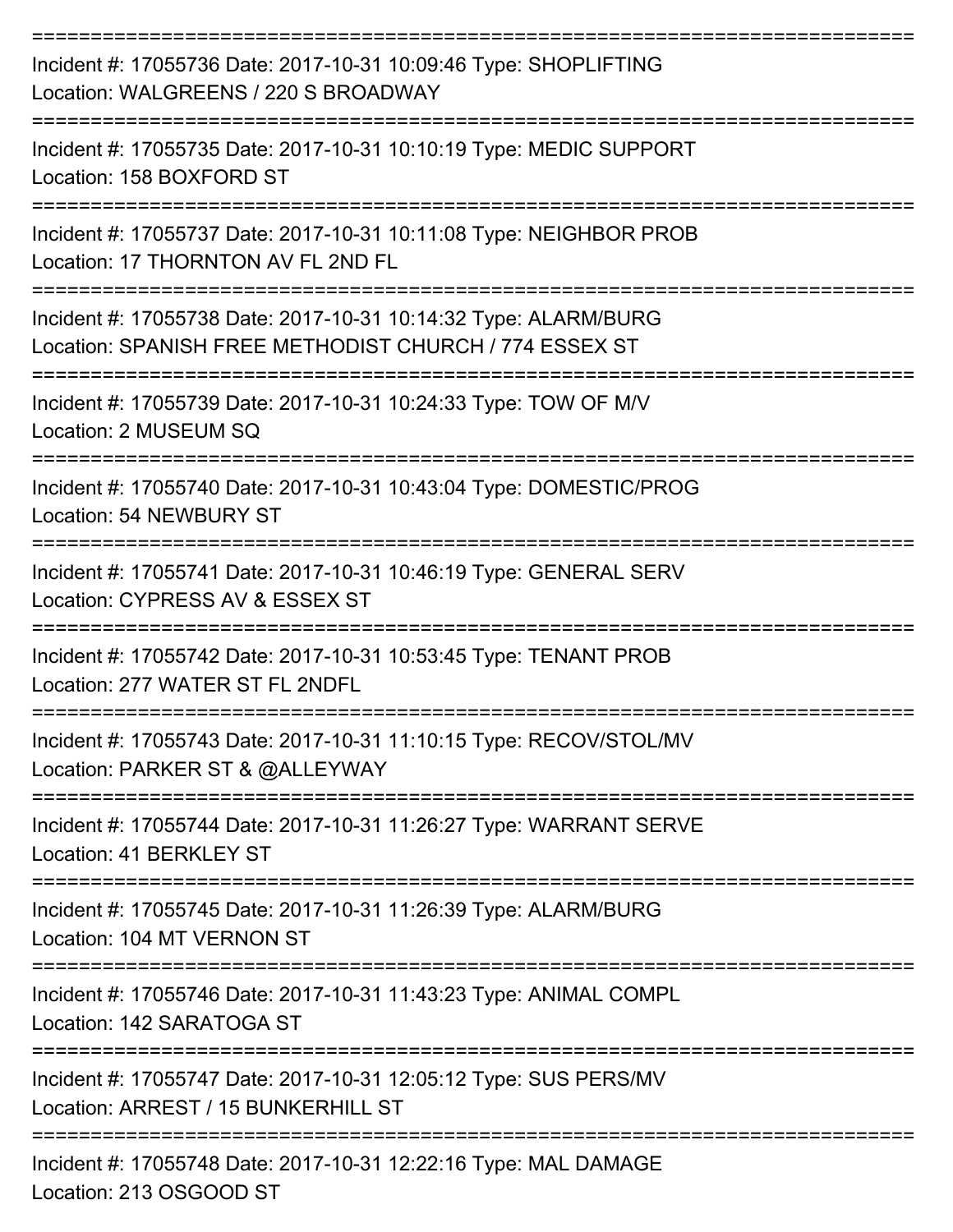===========================================================================

Incident #: 17055736 Date: 2017-10-31 10:09:46 Type: SHOPLIFTING
Location: WALGREENS / 220 S BROADWAY

===========================================================================

Incident #: 17055735 Date: 2017-10-31 10:10:19 Type: MEDIC SUPPORT
Location: 158 BOXFORD ST

===========================================================================

Incident #: 17055737 Date: 2017-10-31 10:11:08 Type: NEIGHBOR PROB
Location: 17 THORNTON AV FL 2ND FL

===========================================================================

Incident #: 17055738 Date: 2017-10-31 10:14:32 Type: ALARM/BURG
Location: SPANISH FREE METHODIST CHURCH / 774 ESSEX ST

===========================================================================

Incident #: 17055739 Date: 2017-10-31 10:24:33 Type: TOW OF M/V
Location: 2 MUSEUM SQ

===========================================================================

Incident #: 17055740 Date: 2017-10-31 10:43:04 Type: DOMESTIC/PROG
Location: 54 NEWBURY ST

===========================================================================

Incident #: 17055741 Date: 2017-10-31 10:46:19 Type: GENERAL SERV
Location: CYPRESS AV & ESSEX ST

===========================================================================

Incident #: 17055742 Date: 2017-10-31 10:53:45 Type: TENANT PROB
Location: 277 WATER ST FL 2NDFL

===========================================================================

Incident #: 17055743 Date: 2017-10-31 11:10:15 Type: RECOV/STOL/MV
Location: PARKER ST & @ALLEYWAY

===========================================================================

Incident #: 17055744 Date: 2017-10-31 11:26:27 Type: WARRANT SERVE
Location: 41 BERKLEY ST

===========================================================================

Incident #: 17055745 Date: 2017-10-31 11:26:39 Type: ALARM/BURG
Location: 104 MT VERNON ST

===========================================================================

Incident #: 17055746 Date: 2017-10-31 11:43:23 Type: ANIMAL COMPL
Location: 142 SARATOGA ST

===========================================================================

Incident #: 17055747 Date: 2017-10-31 12:05:12 Type: SUS PERS/MV
Location: ARREST / 15 BUNKERHILL ST

===========================================================================

Incident #: 17055748 Date: 2017-10-31 12:22:16 Type: MAL DAMAGE
Location: 213 OSGOOD ST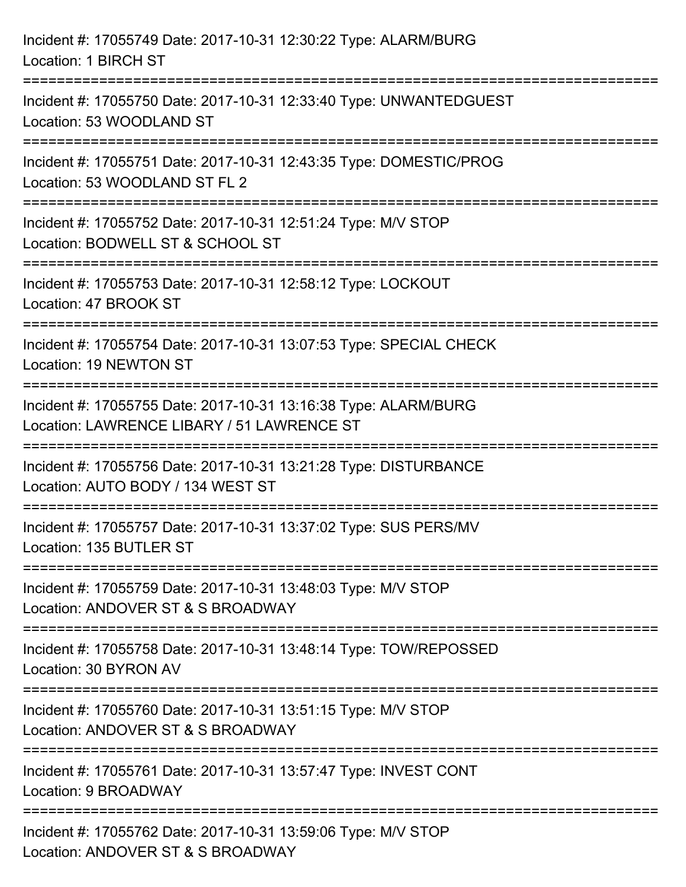Incident #: 17055749 Date: 2017-10-31 12:30:22 Type: ALARM/BURG
Location: 1 BIRCH ST

===========================================================================

Incident #: 17055750 Date: 2017-10-31 12:33:40 Type: UNWANTEDGUEST
Location: 53 WOODLAND ST

===========================================================================

Incident #: 17055751 Date: 2017-10-31 12:43:35 Type: DOMESTIC/PROG
Location: 53 WOODLAND ST FL 2

===========================================================================

Incident #: 17055752 Date: 2017-10-31 12:51:24 Type: M/V STOP
Location: BODWELL ST & SCHOOL ST

===========================================================================

Incident #: 17055753 Date: 2017-10-31 12:58:12 Type: LOCKOUT
Location: 47 BROOK ST

===========================================================================

Incident #: 17055754 Date: 2017-10-31 13:07:53 Type: SPECIAL CHECK
Location: 19 NEWTON ST

===========================================================================

Incident #: 17055755 Date: 2017-10-31 13:16:38 Type: ALARM/BURG
Location: LAWRENCE LIBARY / 51 LAWRENCE ST

===========================================================================

Incident #: 17055756 Date: 2017-10-31 13:21:28 Type: DISTURBANCE
Location: AUTO BODY / 134 WEST ST

===========================================================================

Incident #: 17055757 Date: 2017-10-31 13:37:02 Type: SUS PERS/MV
Location: 135 BUTLER ST

===========================================================================

Incident #: 17055759 Date: 2017-10-31 13:48:03 Type: M/V STOP
Location: ANDOVER ST & S BROADWAY

===========================================================================

Incident #: 17055758 Date: 2017-10-31 13:48:14 Type: TOW/REPOSSED
Location: 30 BYRON AV

===========================================================================

Incident #: 17055760 Date: 2017-10-31 13:51:15 Type: M/V STOP
Location: ANDOVER ST & S BROADWAY

===========================================================================

Incident #: 17055761 Date: 2017-10-31 13:57:47 Type: INVEST CONT
Location: 9 BROADWAY

===========================================================================

Incident #: 17055762 Date: 2017-10-31 13:59:06 Type: M/V STOP
Location: ANDOVER ST & S BROADWAY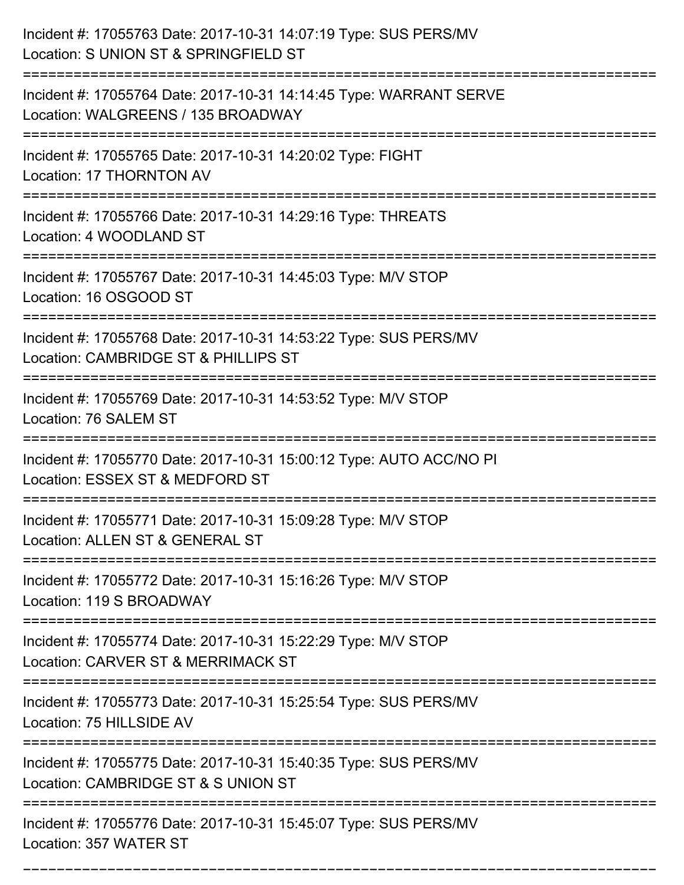Incident #: 17055763 Date: 2017-10-31 14:07:19 Type: SUS PERS/MV
Location: S UNION ST & SPRINGFIELD ST

===========================================================================

Incident #: 17055764 Date: 2017-10-31 14:14:45 Type: WARRANT SERVE
Location: WALGREENS / 135 BROADWAY

===========================================================================

Incident #: 17055765 Date: 2017-10-31 14:20:02 Type: FIGHT
Location: 17 THORNTON AV

===========================================================================

Incident #: 17055766 Date: 2017-10-31 14:29:16 Type: THREATS
Location: 4 WOODLAND ST

===========================================================================

Incident #: 17055767 Date: 2017-10-31 14:45:03 Type: M/V STOP
Location: 16 OSGOOD ST

===========================================================================

Incident #: 17055768 Date: 2017-10-31 14:53:22 Type: SUS PERS/MV
Location: CAMBRIDGE ST & PHILLIPS ST

===========================================================================

Incident #: 17055769 Date: 2017-10-31 14:53:52 Type: M/V STOP
Location: 76 SALEM ST

===========================================================================

Incident #: 17055770 Date: 2017-10-31 15:00:12 Type: AUTO ACC/NO PI
Location: ESSEX ST & MEDFORD ST

===========================================================================

Incident #: 17055771 Date: 2017-10-31 15:09:28 Type: M/V STOP
Location: ALLEN ST & GENERAL ST

===========================================================================

Incident #: 17055772 Date: 2017-10-31 15:16:26 Type: M/V STOP
Location: 119 S BROADWAY

===========================================================================

Incident #: 17055774 Date: 2017-10-31 15:22:29 Type: M/V STOP
Location: CARVER ST & MERRIMACK ST

===========================================================================

Incident #: 17055773 Date: 2017-10-31 15:25:54 Type: SUS PERS/MV
Location: 75 HILLSIDE AV

===========================================================================

Incident #: 17055775 Date: 2017-10-31 15:40:35 Type: SUS PERS/MV
Location: CAMBRIDGE ST & S UNION ST

===========================================================================

Incident #: 17055776 Date: 2017-10-31 15:45:07 Type: SUS PERS/MV
Location: 357 WATER ST

===========================================================================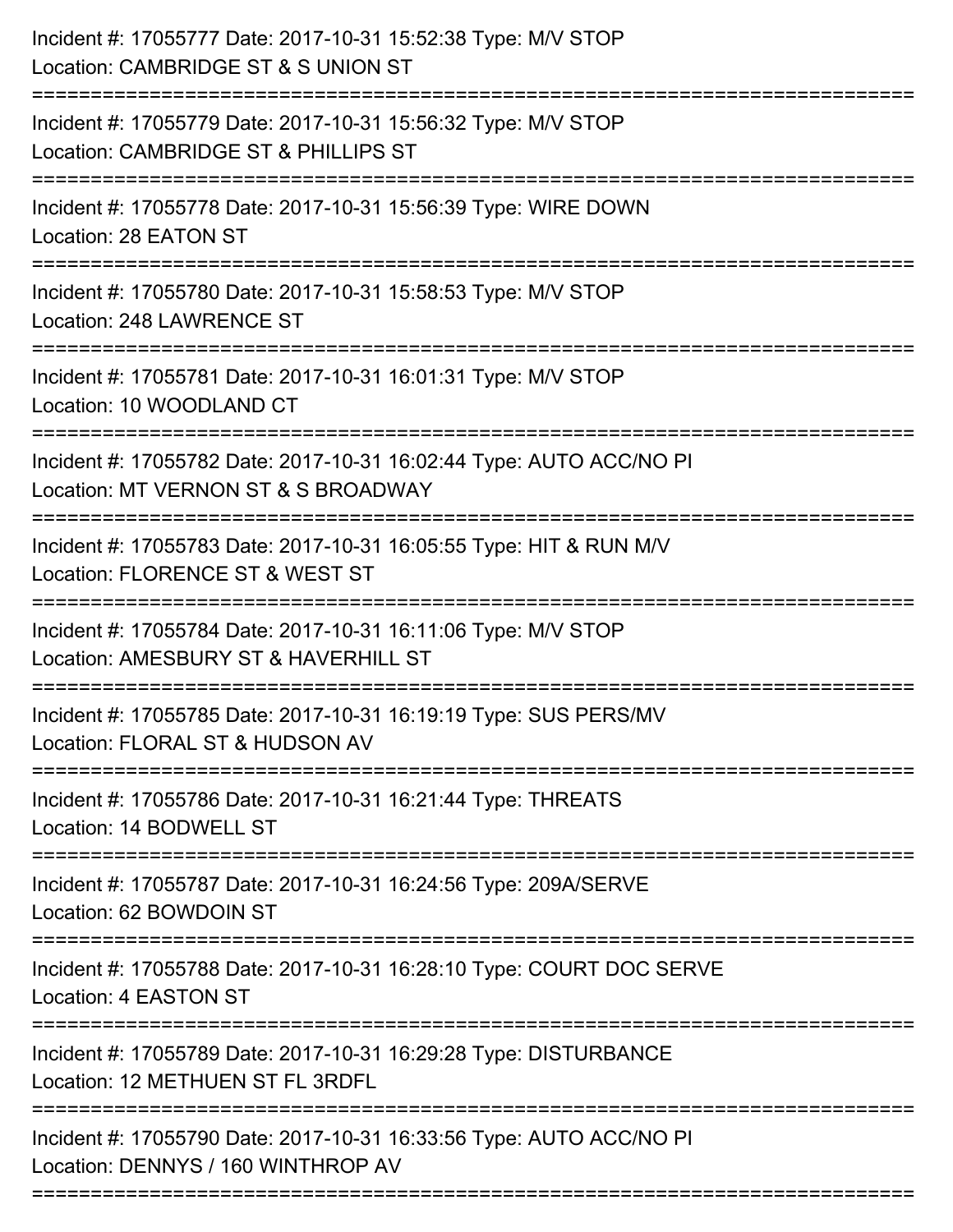Incident #: 17055777 Date: 2017-10-31 15:52:38 Type: M/V STOP
Location: CAMBRIDGE ST & S UNION ST

===========================================================================

Incident #: 17055779 Date: 2017-10-31 15:56:32 Type: M/V STOP
Location: CAMBRIDGE ST & PHILLIPS ST

===========================================================================

Incident #: 17055778 Date: 2017-10-31 15:56:39 Type: WIRE DOWN
Location: 28 EATON ST

===========================================================================

Incident #: 17055780 Date: 2017-10-31 15:58:53 Type: M/V STOP
Location: 248 LAWRENCE ST

===========================================================================

Incident #: 17055781 Date: 2017-10-31 16:01:31 Type: M/V STOP
Location: 10 WOODLAND CT

===========================================================================

Incident #: 17055782 Date: 2017-10-31 16:02:44 Type: AUTO ACC/NO PI
Location: MT VERNON ST & S BROADWAY

===========================================================================

Incident #: 17055783 Date: 2017-10-31 16:05:55 Type: HIT & RUN M/V
Location: FLORENCE ST & WEST ST

===========================================================================

Incident #: 17055784 Date: 2017-10-31 16:11:06 Type: M/V STOP
Location: AMESBURY ST & HAVERHILL ST

===========================================================================

Incident #: 17055785 Date: 2017-10-31 16:19:19 Type: SUS PERS/MV
Location: FLORAL ST & HUDSON AV

===========================================================================

Incident #: 17055786 Date: 2017-10-31 16:21:44 Type: THREATS
Location: 14 BODWELL ST

===========================================================================

Incident #: 17055787 Date: 2017-10-31 16:24:56 Type: 209A/SERVE
Location: 62 BOWDOIN ST

===========================================================================

Incident #: 17055788 Date: 2017-10-31 16:28:10 Type: COURT DOC SERVE
Location: 4 EASTON ST

===========================================================================

Incident #: 17055789 Date: 2017-10-31 16:29:28 Type: DISTURBANCE
Location: 12 METHUEN ST FL 3RDFL

===========================================================================

Incident #: 17055790 Date: 2017-10-31 16:33:56 Type: AUTO ACC/NO PI
Location: DENNYS / 160 WINTHROP AV

===========================================================================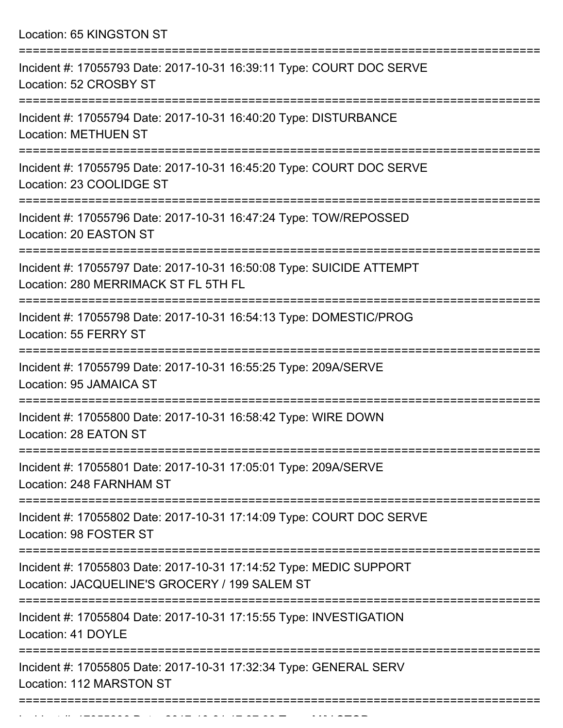Location: 65 KINGSTON ST

===========================================================================

Incident #: 17055793 Date: 2017-10-31 16:39:11 Type: COURT DOC SERVE
Location: 52 CROSBY ST

===========================================================================

Incident #: 17055794 Date: 2017-10-31 16:40:20 Type: DISTURBANCE
Location: METHUEN ST

===========================================================================

Incident #: 17055795 Date: 2017-10-31 16:45:20 Type: COURT DOC SERVE
Location: 23 COOLIDGE ST

===========================================================================

Incident #: 17055796 Date: 2017-10-31 16:47:24 Type: TOW/REPOSSED
Location: 20 EASTON ST

===========================================================================

Incident #: 17055797 Date: 2017-10-31 16:50:08 Type: SUICIDE ATTEMPT
Location: 280 MERRIMACK ST FL 5TH FL

===========================================================================

Incident #: 17055798 Date: 2017-10-31 16:54:13 Type: DOMESTIC/PROG
Location: 55 FERRY ST

===========================================================================

Incident #: 17055799 Date: 2017-10-31 16:55:25 Type: 209A/SERVE
Location: 95 JAMAICA ST

===========================================================================

Incident #: 17055800 Date: 2017-10-31 16:58:42 Type: WIRE DOWN
Location: 28 EATON ST

===========================================================================

Incident #: 17055801 Date: 2017-10-31 17:05:01 Type: 209A/SERVE
Location: 248 FARNHAM ST

===========================================================================

Incident #: 17055802 Date: 2017-10-31 17:14:09 Type: COURT DOC SERVE
Location: 98 FOSTER ST

===========================================================================

Incident #: 17055803 Date: 2017-10-31 17:14:52 Type: MEDIC SUPPORT
Location: JACQUELINE'S GROCERY / 199 SALEM ST

===========================================================================

Incident #: 17055804 Date: 2017-10-31 17:15:55 Type: INVESTIGATION
Location: 41 DOYLE

===========================================================================

Incident #: 17055805 Date: 2017-10-31 17:32:34 Type: GENERAL SERV
Location: 112 MARSTON ST

===========================================================================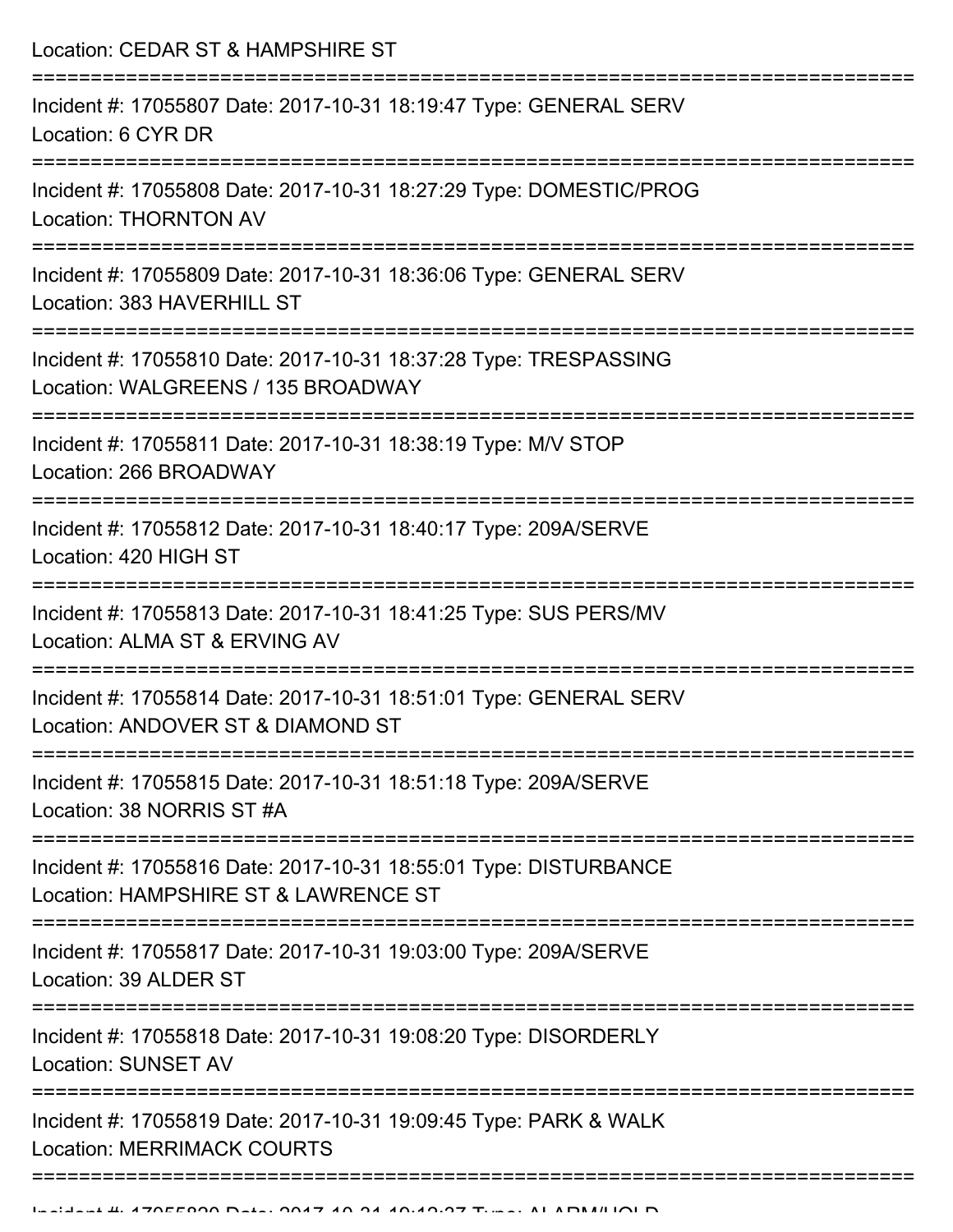Location: CEDAR ST & HAMPSHIRE ST

===========================================================================

Incident #: 17055807 Date: 2017-10-31 18:19:47 Type: GENERAL SERV
Location: 6 CYR DR

===========================================================================

Incident #: 17055808 Date: 2017-10-31 18:27:29 Type: DOMESTIC/PROG
Location: THORNTON AV

===========================================================================

Incident #: 17055809 Date: 2017-10-31 18:36:06 Type: GENERAL SERV
Location: 383 HAVERHILL ST

===========================================================================

Incident #: 17055810 Date: 2017-10-31 18:37:28 Type: TRESPASSING
Location: WALGREENS / 135 BROADWAY

===========================================================================

Incident #: 17055811 Date: 2017-10-31 18:38:19 Type: M/V STOP
Location: 266 BROADWAY

===========================================================================

Incident #: 17055812 Date: 2017-10-31 18:40:17 Type: 209A/SERVE
Location: 420 HIGH ST

===========================================================================

Incident #: 17055813 Date: 2017-10-31 18:41:25 Type: SUS PERS/MV
Location: ALMA ST & ERVING AV

===========================================================================

Incident #: 17055814 Date: 2017-10-31 18:51:01 Type: GENERAL SERV
Location: ANDOVER ST & DIAMOND ST

===========================================================================

Incident #: 17055815 Date: 2017-10-31 18:51:18 Type: 209A/SERVE
Location: 38 NORRIS ST #A

===========================================================================

Incident #: 17055816 Date: 2017-10-31 18:55:01 Type: DISTURBANCE
Location: HAMPSHIRE ST & LAWRENCE ST

===========================================================================

Incident #: 17055817 Date: 2017-10-31 19:03:00 Type: 209A/SERVE
Location: 39 ALDER ST

===========================================================================

Incident #: 17055818 Date: 2017-10-31 19:08:20 Type: DISORDERLY
Location: SUNSET AV

===========================================================================

Incident #: 17055819 Date: 2017-10-31 19:09:45 Type: PARK & WALK
Location: MERRIMACK COURTS

===========================================================================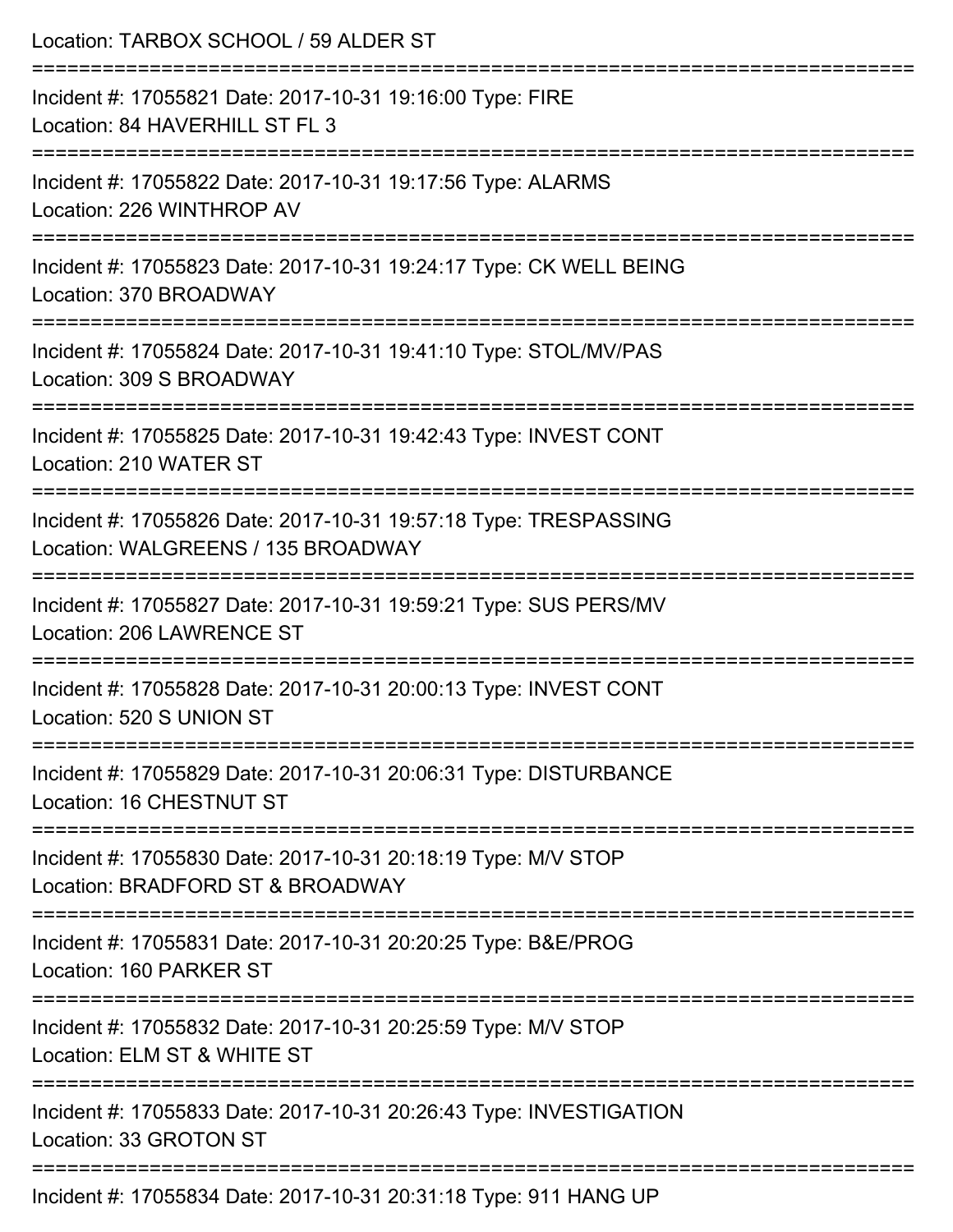Location: TARBOX SCHOOL / 59 ALDER ST

===========================================================================

Incident #: 17055821 Date: 2017-10-31 19:16:00 Type: FIRE
Location: 84 HAVERHILL ST FL 3

===========================================================================

Incident #: 17055822 Date: 2017-10-31 19:17:56 Type: ALARMS
Location: 226 WINTHROP AV

===========================================================================

Incident #: 17055823 Date: 2017-10-31 19:24:17 Type: CK WELL BEING
Location: 370 BROADWAY

===========================================================================

Incident #: 17055824 Date: 2017-10-31 19:41:10 Type: STOL/MV/PAS
Location: 309 S BROADWAY

===========================================================================

Incident #: 17055825 Date: 2017-10-31 19:42:43 Type: INVEST CONT
Location: 210 WATER ST

===========================================================================

Incident #: 17055826 Date: 2017-10-31 19:57:18 Type: TRESPASSING
Location: WALGREENS / 135 BROADWAY

===========================================================================

Incident #: 17055827 Date: 2017-10-31 19:59:21 Type: SUS PERS/MV
Location: 206 LAWRENCE ST

===========================================================================

Incident #: 17055828 Date: 2017-10-31 20:00:13 Type: INVEST CONT
Location: 520 S UNION ST

===========================================================================

Incident #: 17055829 Date: 2017-10-31 20:06:31 Type: DISTURBANCE
Location: 16 CHESTNUT ST

===========================================================================

Incident #: 17055830 Date: 2017-10-31 20:18:19 Type: M/V STOP
Location: BRADFORD ST & BROADWAY

===========================================================================

Incident #: 17055831 Date: 2017-10-31 20:20:25 Type: B&E/PROG
Location: 160 PARKER ST

===========================================================================

Incident #: 17055832 Date: 2017-10-31 20:25:59 Type: M/V STOP
Location: ELM ST & WHITE ST

===========================================================================

Incident #: 17055833 Date: 2017-10-31 20:26:43 Type: INVESTIGATION
Location: 33 GROTON ST

===========================================================================

Incident #: 17055834 Date: 2017-10-31 20:31:18 Type: 911 HANG UP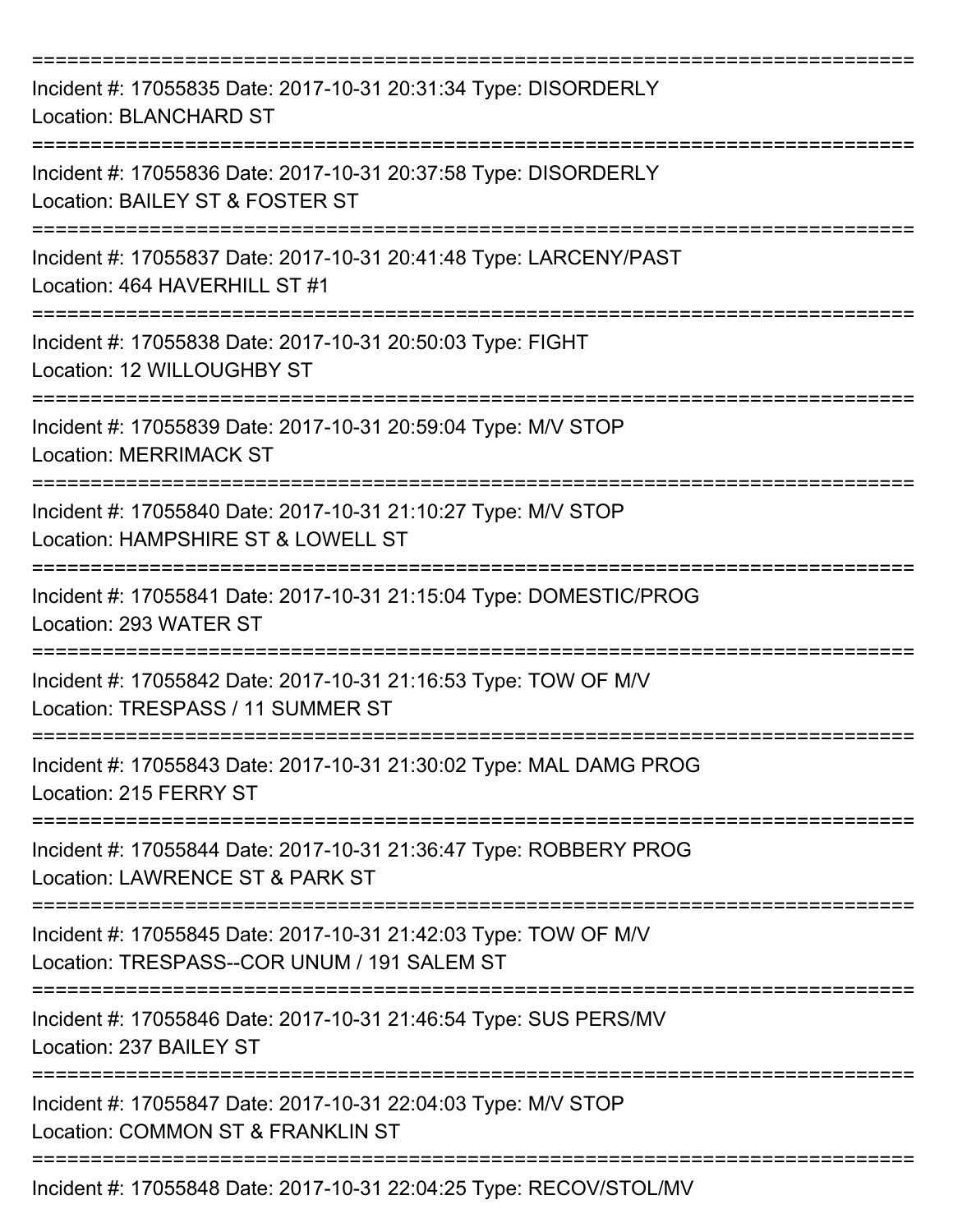===========================================================================

Incident #: 17055835 Date: 2017-10-31 20:31:34 Type: DISORDERLY
Location: BLANCHARD ST

===========================================================================

Incident #: 17055836 Date: 2017-10-31 20:37:58 Type: DISORDERLY
Location: BAILEY ST & FOSTER ST

===========================================================================

Incident #: 17055837 Date: 2017-10-31 20:41:48 Type: LARCENY/PAST
Location: 464 HAVERHILL ST #1

===========================================================================

Incident #: 17055838 Date: 2017-10-31 20:50:03 Type: FIGHT
Location: 12 WILLOUGHBY ST

===========================================================================

Incident #: 17055839 Date: 2017-10-31 20:59:04 Type: M/V STOP
Location: MERRIMACK ST

===========================================================================

Incident #: 17055840 Date: 2017-10-31 21:10:27 Type: M/V STOP
Location: HAMPSHIRE ST & LOWELL ST

===========================================================================

Incident #: 17055841 Date: 2017-10-31 21:15:04 Type: DOMESTIC/PROG
Location: 293 WATER ST

===========================================================================

Incident #: 17055842 Date: 2017-10-31 21:16:53 Type: TOW OF M/V
Location: TRESPASS / 11 SUMMER ST

===========================================================================

Incident #: 17055843 Date: 2017-10-31 21:30:02 Type: MAL DAMG PROG
Location: 215 FERRY ST

===========================================================================

Incident #: 17055844 Date: 2017-10-31 21:36:47 Type: ROBBERY PROG
Location: LAWRENCE ST & PARK ST

===========================================================================

Incident #: 17055845 Date: 2017-10-31 21:42:03 Type: TOW OF M/V
Location: TRESPASS--COR UNUM / 191 SALEM ST

===========================================================================

Incident #: 17055846 Date: 2017-10-31 21:46:54 Type: SUS PERS/MV
Location: 237 BAILEY ST

===========================================================================

Incident #: 17055847 Date: 2017-10-31 22:04:03 Type: M/V STOP
Location: COMMON ST & FRANKLIN ST

===========================================================================

Incident #: 17055848 Date: 2017-10-31 22:04:25 Type: RECOV/STOL/MV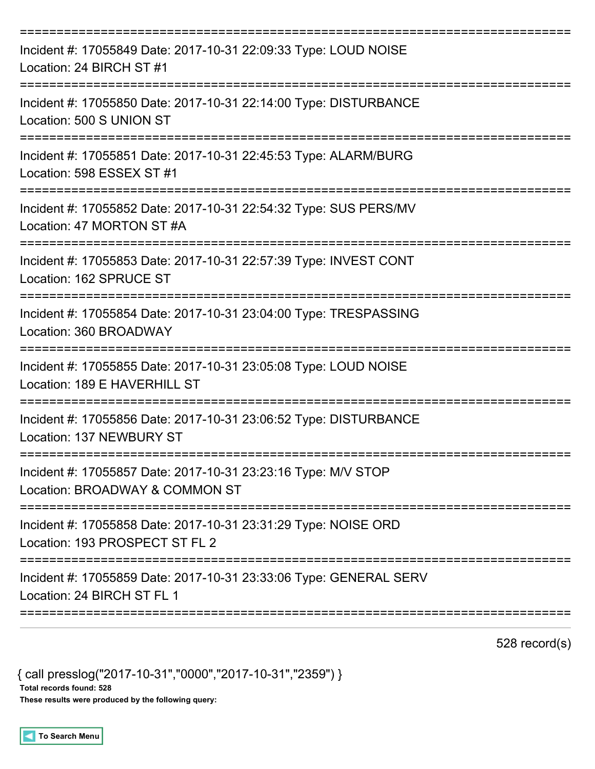===========================================================================

Incident #: 17055849 Date: 2017-10-31 22:09:33 Type: LOUD NOISE
Location: 24 BIRCH ST #1

===========================================================================

Incident #: 17055850 Date: 2017-10-31 22:14:00 Type: DISTURBANCE
Location: 500 S UNION ST

===========================================================================

Incident #: 17055851 Date: 2017-10-31 22:45:53 Type: ALARM/BURG
Location: 598 ESSEX ST #1

===========================================================================

Incident #: 17055852 Date: 2017-10-31 22:54:32 Type: SUS PERS/MV
Location: 47 MORTON ST #A

===========================================================================

Incident #: 17055853 Date: 2017-10-31 22:57:39 Type: INVEST CONT
Location: 162 SPRUCE ST

===========================================================================

Incident #: 17055854 Date: 2017-10-31 23:04:00 Type: TRESPASSING
Location: 360 BROADWAY

===========================================================================

Incident #: 17055855 Date: 2017-10-31 23:05:08 Type: LOUD NOISE
Location: 189 E HAVERHILL ST

===========================================================================

Incident #: 17055856 Date: 2017-10-31 23:06:52 Type: DISTURBANCE
Location: 137 NEWBURY ST

===========================================================================

Incident #: 17055857 Date: 2017-10-31 23:23:16 Type: M/V STOP
Location: BROADWAY & COMMON ST

===========================================================================

Incident #: 17055858 Date: 2017-10-31 23:31:29 Type: NOISE ORD
Location: 193 PROSPECT ST FL 2

===========================================================================

Incident #: 17055859 Date: 2017-10-31 23:33:06 Type: GENERAL SERV
Location: 24 BIRCH ST FL 1

===========================================================================

528 record(s)

{ call presslog("2017-10-31","0000","2017-10-31","2359") }

**Total records found: 528**

**These results were produced by the following query:**

To Search Menu